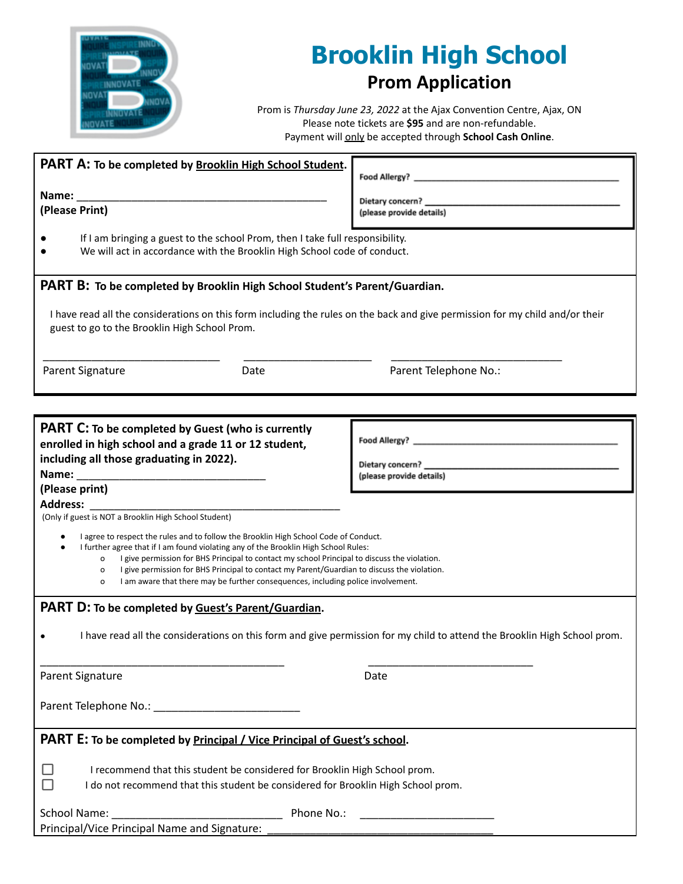# Brooklin High School

## Prom Application

Prom is *Thursday June 23, 2022* at the Ajax Convention Centre, Ajax, ON
Please note tickets are **$95** and are non-refundable.
Payment will only be accepted through **School Cash Online**.

**PART A: To be completed by Brooklin High School Student.**

**Name:** ___________________________________________
**(Please Print)**

Food Allergy? ___________________________________________

Dietary concern? ___________________________________________
(please provide details)

- If I am bringing a guest to the school Prom, then I take full responsibility.
- We will act in accordance with the Brooklin High School code of conduct.

**PART B: To be completed by Brooklin High School Student's Parent/Guardian.**

I have read all the considerations on this form including the rules on the back and give permission for my child and/or their guest to go to the Brooklin High School Prom.

______________________________ ______________________ ______________________________
Parent Signature Date Parent Telephone No.:

**PART C: To be completed by Guest (who is currently enrolled in high school and a grade 11 or 12 student, including all those graduating in 2022).**

**Name:** _________________________________
**(Please print)**
**Address:** ______________________________________________
(Only if guest is NOT a Brooklin High School Student)

Food Allergy? ___________________________________________

Dietary concern? ___________________________________________
(please provide details)

- I agree to respect the rules and to follow the Brooklin High School Code of Conduct.
- I further agree that if I am found violating any of the Brooklin High School Rules:
  - I give permission for BHS Principal to contact my school Principal to discuss the violation.
  - I give permission for BHS Principal to contact my Parent/Guardian to discuss the violation.
  - I am aware that there may be further consequences, including police involvement.

**PART D: To be completed by Guest's Parent/Guardian.**

- I have read all the considerations on this form and give permission for my child to attend the Brooklin High School prom.

__________________________________________ _____________________________
Parent Signature Date

Parent Telephone No.: _________________________

**PART E: To be completed by Principal / Vice Principal of Guest's school.**

☐ I recommend that this student be considered for Brooklin High School prom.
☐ I do not recommend that this student be considered for Brooklin High School prom.

School Name: ______________________________ Phone No.: _______________________
Principal/Vice Principal Name and Signature: _______________________________________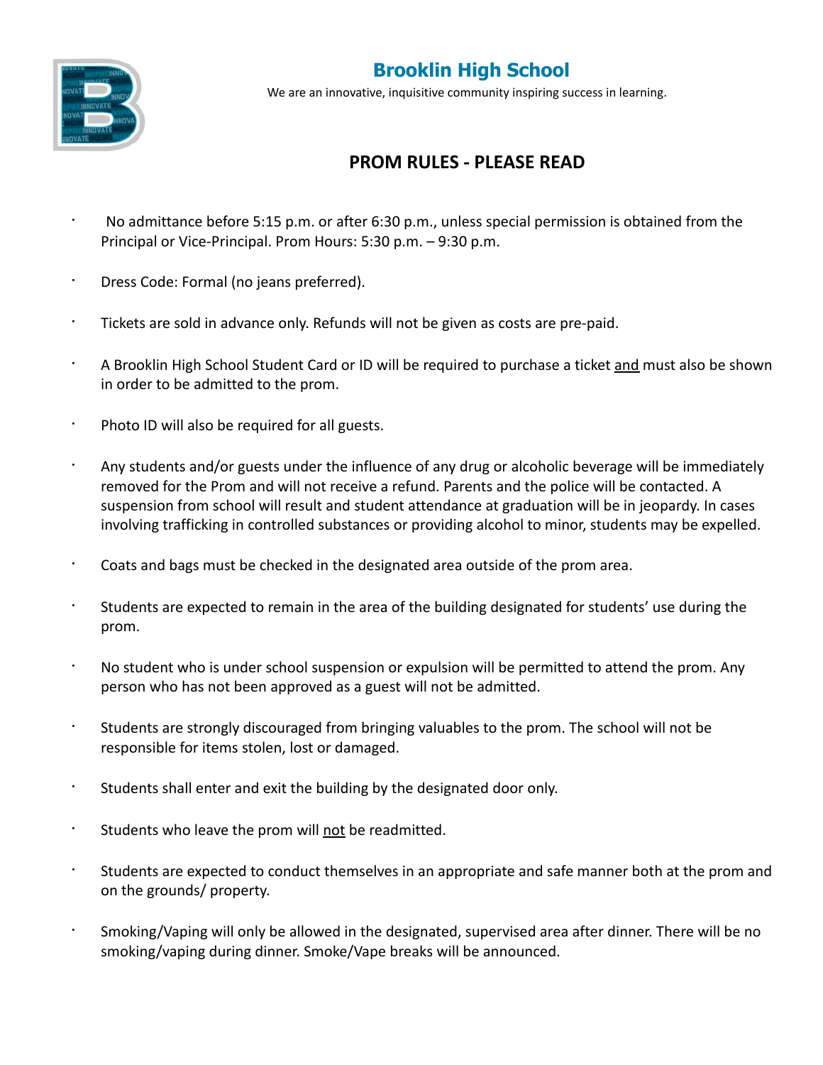# Brooklin High School

We are an innovative, inquisitive community inspiring success in learning.

## PROM RULES - PLEASE READ

- No admittance before 5:15 p.m. or after 6:30 p.m., unless special permission is obtained from the Principal or Vice-Principal. Prom Hours: 5:30 p.m. – 9:30 p.m.
- Dress Code: Formal (no jeans preferred).
- Tickets are sold in advance only. Refunds will not be given as costs are pre-paid.
- A Brooklin High School Student Card or ID will be required to purchase a ticket <u>and</u> must also be shown in order to be admitted to the prom.
- Photo ID will also be required for all guests.
- Any students and/or guests under the influence of any drug or alcoholic beverage will be immediately removed for the Prom and will not receive a refund. Parents and the police will be contacted. A suspension from school will result and student attendance at graduation will be in jeopardy. In cases involving trafficking in controlled substances or providing alcohol to minor, students may be expelled.
- Coats and bags must be checked in the designated area outside of the prom area.
- Students are expected to remain in the area of the building designated for students' use during the prom.
- No student who is under school suspension or expulsion will be permitted to attend the prom. Any person who has not been approved as a guest will not be admitted.
- Students are strongly discouraged from bringing valuables to the prom. The school will not be responsible for items stolen, lost or damaged.
- Students shall enter and exit the building by the designated door only.
- Students who leave the prom will <u>not</u> be readmitted.
- Students are expected to conduct themselves in an appropriate and safe manner both at the prom and on the grounds/ property.
- Smoking/Vaping will only be allowed in the designated, supervised area after dinner. There will be no smoking/vaping during dinner. Smoke/Vape breaks will be announced.